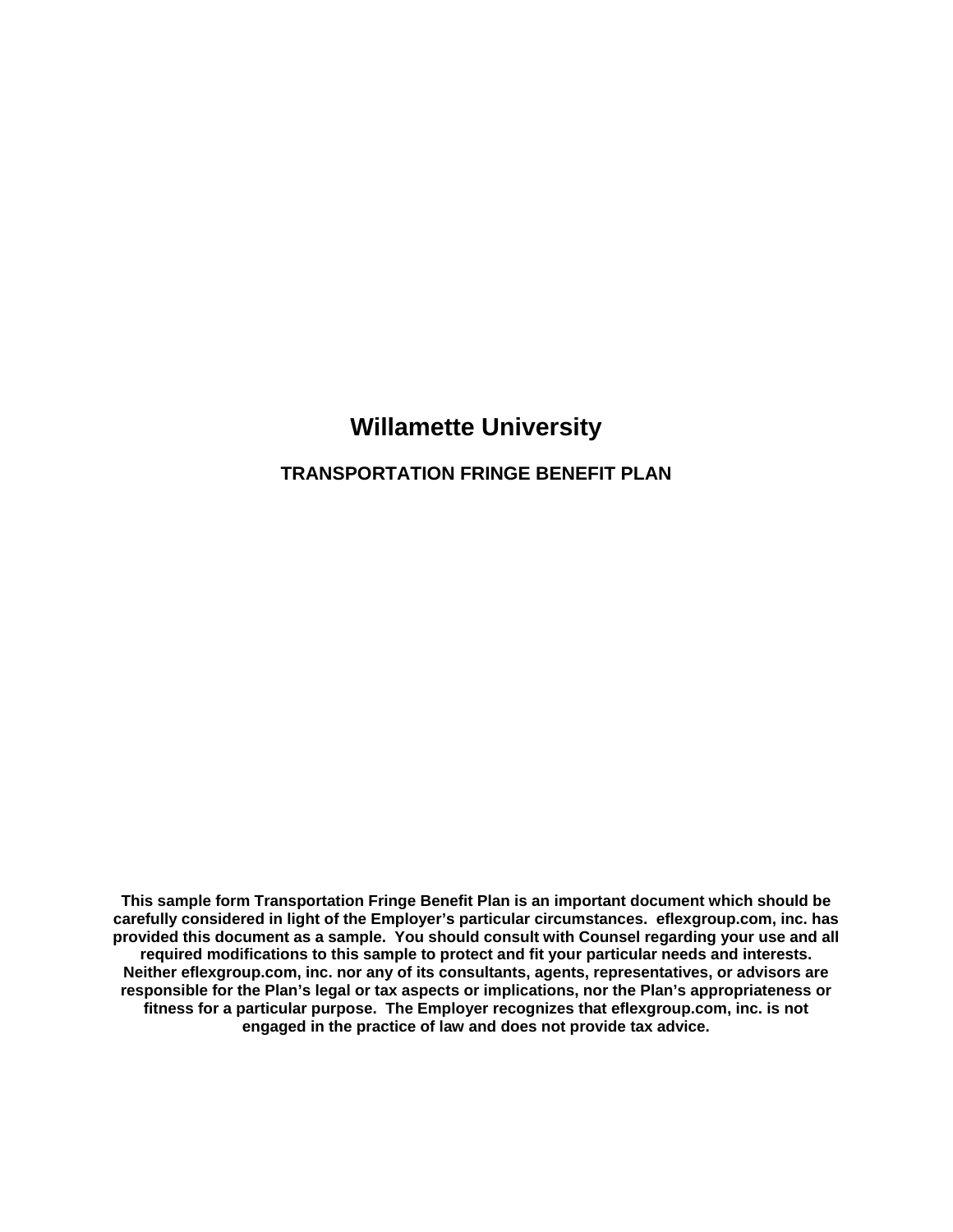# Willamette University

## TRANSPORTATION FRINGE BENEFIT PLAN

**This sample form Transportation Fringe Benefit Plan is an important document which should be carefully considered in light of the Employer's particular circumstances. eflexgroup.com, inc. has provided this document as a sample. You should consult with Counsel regarding your use and all required modifications to this sample to protect and fit your particular needs and interests. Neither eflexgroup.com, inc. nor any of its consultants, agents, representatives, or advisors are responsible for the Plan's legal or tax aspects or implications, nor the Plan's appropriateness or fitness for a particular purpose. The Employer recognizes that eflexgroup.com, inc. is not engaged in the practice of law and does not provide tax advice.**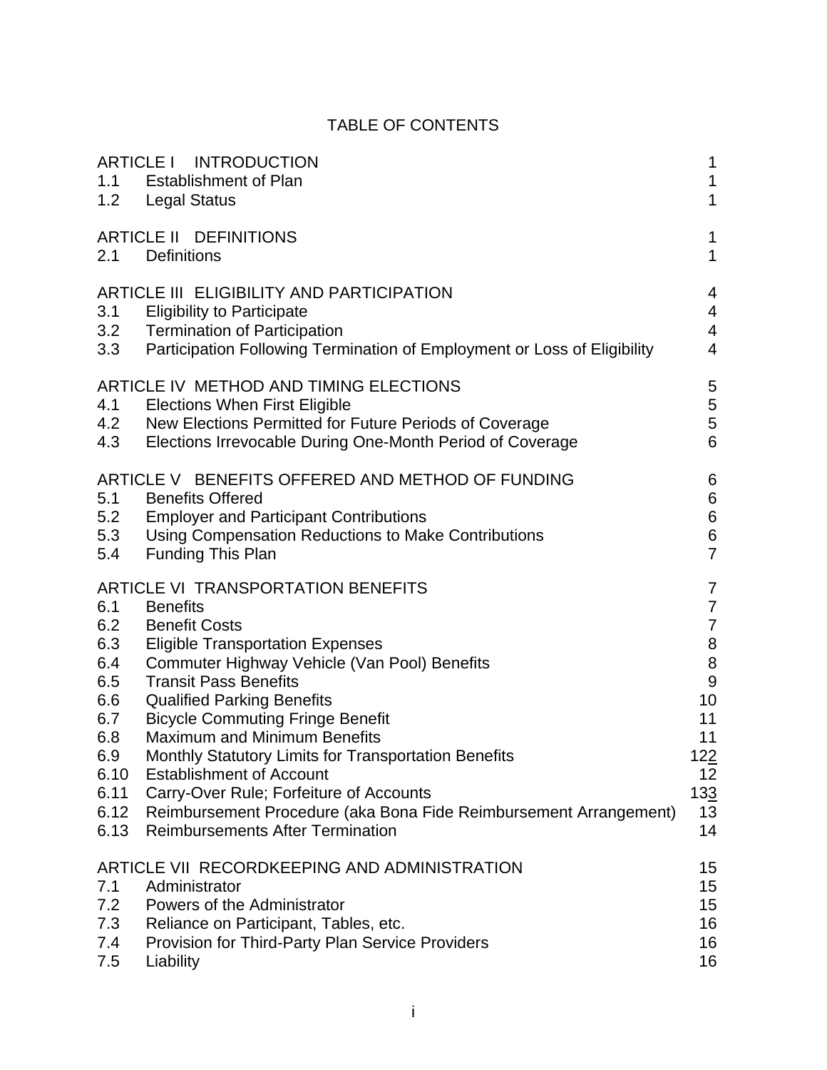# TABLE OF CONTENTS

| | | |
|---|---|---|
| ARTICLE I | INTRODUCTION | 1 |
| 1.1 | Establishment of Plan | 1 |
| 1.2 | Legal Status | 1 |
| ARTICLE II | DEFINITIONS | 1 |
| 2.1 | Definitions | 1 |
| ARTICLE III | ELIGIBILITY AND PARTICIPATION | 4 |
| 3.1 | Eligibility to Participate | 4 |
| 3.2 | Termination of Participation | 4 |
| 3.3 | Participation Following Termination of Employment or Loss of Eligibility | 4 |
| ARTICLE IV | METHOD AND TIMING ELECTIONS | 5 |
| 4.1 | Elections When First Eligible | 5 |
| 4.2 | New Elections Permitted for Future Periods of Coverage | 5 |
| 4.3 | Elections Irrevocable During One-Month Period of Coverage | 6 |
| ARTICLE V | BENEFITS OFFERED AND METHOD OF FUNDING | 6 |
| 5.1 | Benefits Offered | 6 |
| 5.2 | Employer and Participant Contributions | 6 |
| 5.3 | Using Compensation Reductions to Make Contributions | 6 |
| 5.4 | Funding This Plan | 7 |
| ARTICLE VI | TRANSPORTATION BENEFITS | 7 |
| 6.1 | Benefits | 7 |
| 6.2 | Benefit Costs | 7 |
| 6.3 | Eligible Transportation Expenses | 8 |
| 6.4 | Commuter Highway Vehicle (Van Pool) Benefits | 8 |
| 6.5 | Transit Pass Benefits | 9 |
| 6.6 | Qualified Parking Benefits | 10 |
| 6.7 | Bicycle Commuting Fringe Benefit | 11 |
| 6.8 | Maximum and Minimum Benefits | 11 |
| 6.9 | Monthly Statutory Limits for Transportation Benefits | 122 |
| 6.10 | Establishment of Account | 12 |
| 6.11 | Carry-Over Rule; Forfeiture of Accounts | 133 |
| 6.12 | Reimbursement Procedure (aka Bona Fide Reimbursement Arrangement) | 13 |
| 6.13 | Reimbursements After Termination | 14 |
| ARTICLE VII | RECORDKEEPING AND ADMINISTRATION | 15 |
| 7.1 | Administrator | 15 |
| 7.2 | Powers of the Administrator | 15 |
| 7.3 | Reliance on Participant, Tables, etc. | 16 |
| 7.4 | Provision for Third-Party Plan Service Providers | 16 |
| 7.5 | Liability | 16 |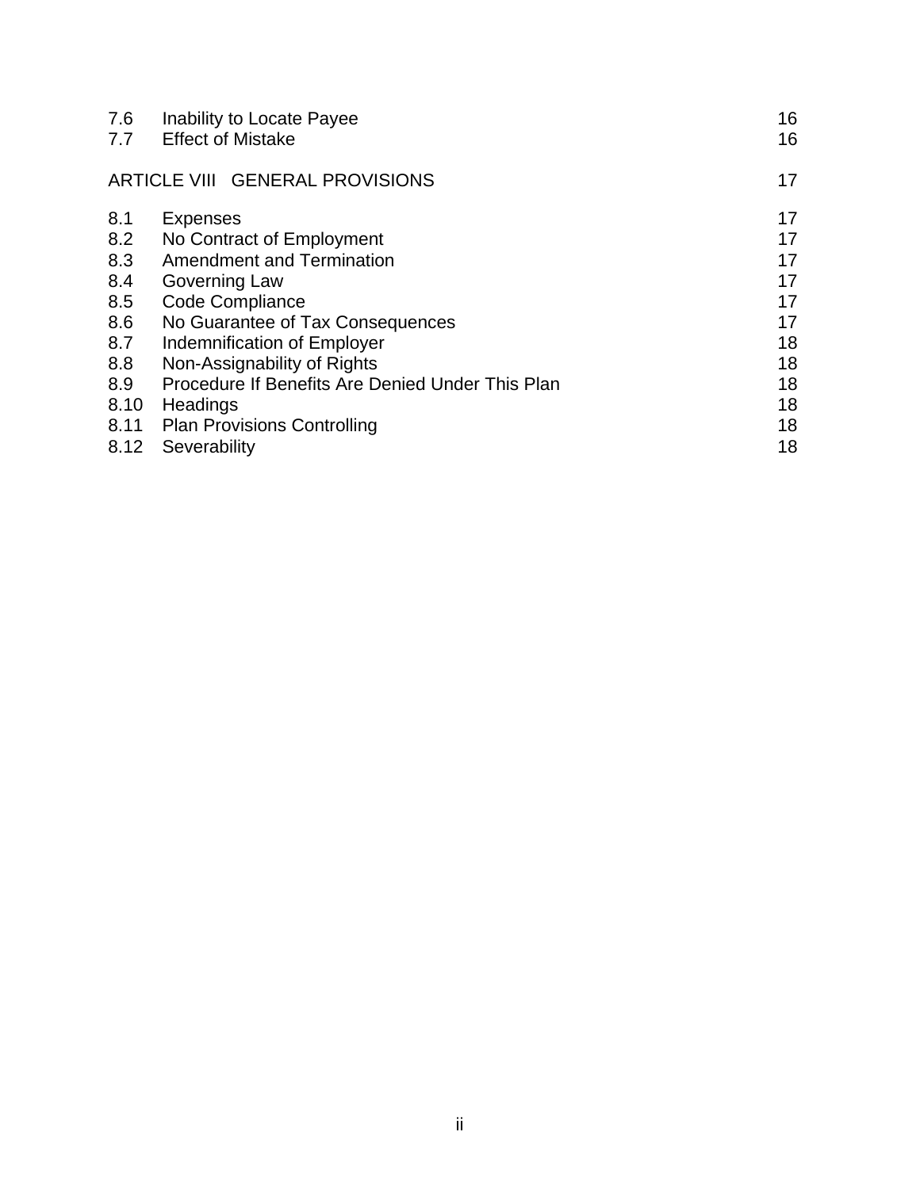| | | |
|---|---|---|
| 7.6 | Inability to Locate Payee | 16 |
| 7.7 | Effect of Mistake | 16 |
| ARTICLE VIII | GENERAL PROVISIONS | 17 |
| 8.1 | Expenses | 17 |
| 8.2 | No Contract of Employment | 17 |
| 8.3 | Amendment and Termination | 17 |
| 8.4 | Governing Law | 17 |
| 8.5 | Code Compliance | 17 |
| 8.6 | No Guarantee of Tax Consequences | 17 |
| 8.7 | Indemnification of Employer | 18 |
| 8.8 | Non-Assignability of Rights | 18 |
| 8.9 | Procedure If Benefits Are Denied Under This Plan | 18 |
| 8.10 | Headings | 18 |
| 8.11 | Plan Provisions Controlling | 18 |
| 8.12 | Severability | 18 |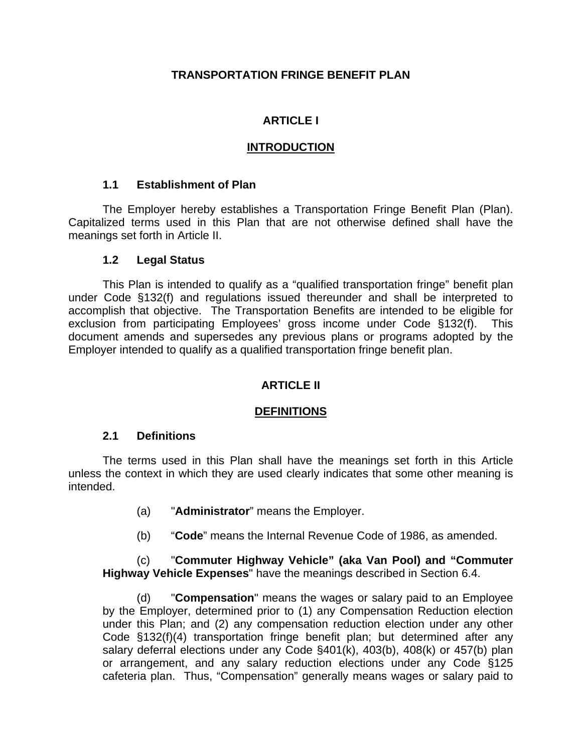# TRANSPORTATION FRINGE BENEFIT PLAN

## ARTICLE I

## INTRODUCTION

### 1.1 Establishment of Plan

The Employer hereby establishes a Transportation Fringe Benefit Plan (Plan). Capitalized terms used in this Plan that are not otherwise defined shall have the meanings set forth in Article II.

### 1.2 Legal Status

This Plan is intended to qualify as a "qualified transportation fringe" benefit plan under Code §132(f) and regulations issued thereunder and shall be interpreted to accomplish that objective. The Transportation Benefits are intended to be eligible for exclusion from participating Employees' gross income under Code §132(f). This document amends and supersedes any previous plans or programs adopted by the Employer intended to qualify as a qualified transportation fringe benefit plan.

## ARTICLE II

## DEFINITIONS

### 2.1 Definitions

The terms used in this Plan shall have the meanings set forth in this Article unless the context in which they are used clearly indicates that some other meaning is intended.

(a) "**Administrator**" means the Employer.

(b) "**Code**" means the Internal Revenue Code of 1986, as amended.

(c) "**Commuter Highway Vehicle" (aka Van Pool) and "Commuter Highway Vehicle Expenses**" have the meanings described in Section 6.4.

(d) "**Compensation**" means the wages or salary paid to an Employee by the Employer, determined prior to (1) any Compensation Reduction election under this Plan; and (2) any compensation reduction election under any other Code §132(f)(4) transportation fringe benefit plan; but determined after any salary deferral elections under any Code §401(k), 403(b), 408(k) or 457(b) plan or arrangement, and any salary reduction elections under any Code §125 cafeteria plan. Thus, "Compensation" generally means wages or salary paid to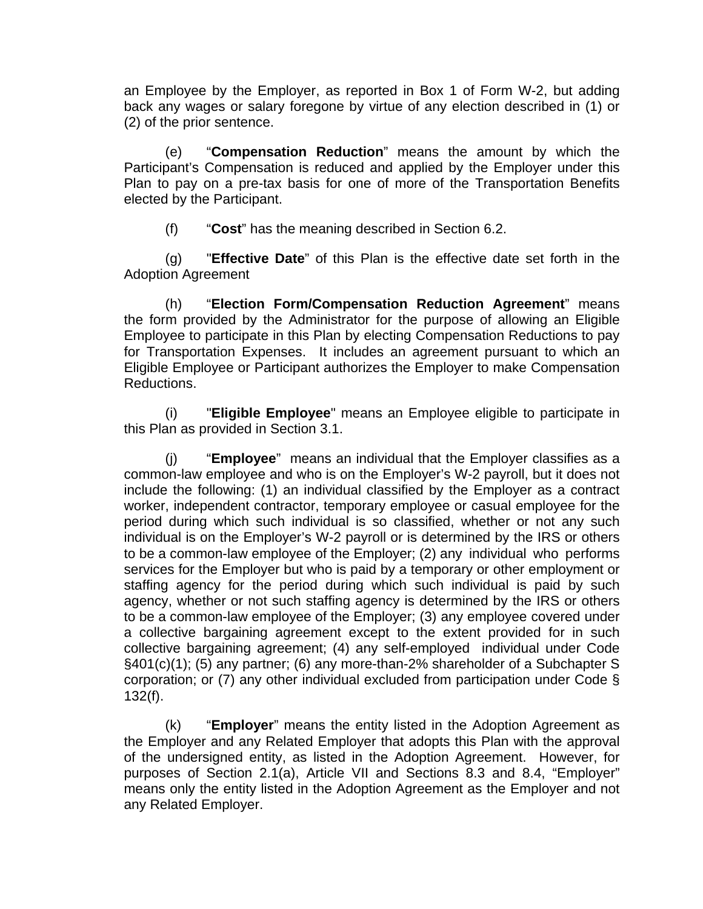an Employee by the Employer, as reported in Box 1 of Form W-2, but adding back any wages or salary foregone by virtue of any election described in (1) or (2) of the prior sentence.

(e) “**Compensation Reduction**” means the amount by which the Participant’s Compensation is reduced and applied by the Employer under this Plan to pay on a pre-tax basis for one of more of the Transportation Benefits elected by the Participant.

(f) “**Cost**” has the meaning described in Section 6.2.

(g) "**Effective Date**” of this Plan is the effective date set forth in the Adoption Agreement

(h) “**Election Form/Compensation Reduction Agreement**” means the form provided by the Administrator for the purpose of allowing an Eligible Employee to participate in this Plan by electing Compensation Reductions to pay for Transportation Expenses. It includes an agreement pursuant to which an Eligible Employee or Participant authorizes the Employer to make Compensation Reductions.

(i) "**Eligible Employee**" means an Employee eligible to participate in this Plan as provided in Section 3.1.

(j) “**Employee**” means an individual that the Employer classifies as a common-law employee and who is on the Employer’s W-2 payroll, but it does not include the following: (1) an individual classified by the Employer as a contract worker, independent contractor, temporary employee or casual employee for the period during which such individual is so classified, whether or not any such individual is on the Employer’s W-2 payroll or is determined by the IRS or others to be a common-law employee of the Employer; (2) any individual who performs services for the Employer but who is paid by a temporary or other employment or staffing agency for the period during which such individual is paid by such agency, whether or not such staffing agency is determined by the IRS or others to be a common-law employee of the Employer; (3) any employee covered under a collective bargaining agreement except to the extent provided for in such collective bargaining agreement; (4) any self-employed individual under Code §401(c)(1); (5) any partner; (6) any more-than-2% shareholder of a Subchapter S corporation; or (7) any other individual excluded from participation under Code § 132(f).

(k) “**Employer**” means the entity listed in the Adoption Agreement as the Employer and any Related Employer that adopts this Plan with the approval of the undersigned entity, as listed in the Adoption Agreement. However, for purposes of Section 2.1(a), Article VII and Sections 8.3 and 8.4, “Employer” means only the entity listed in the Adoption Agreement as the Employer and not any Related Employer.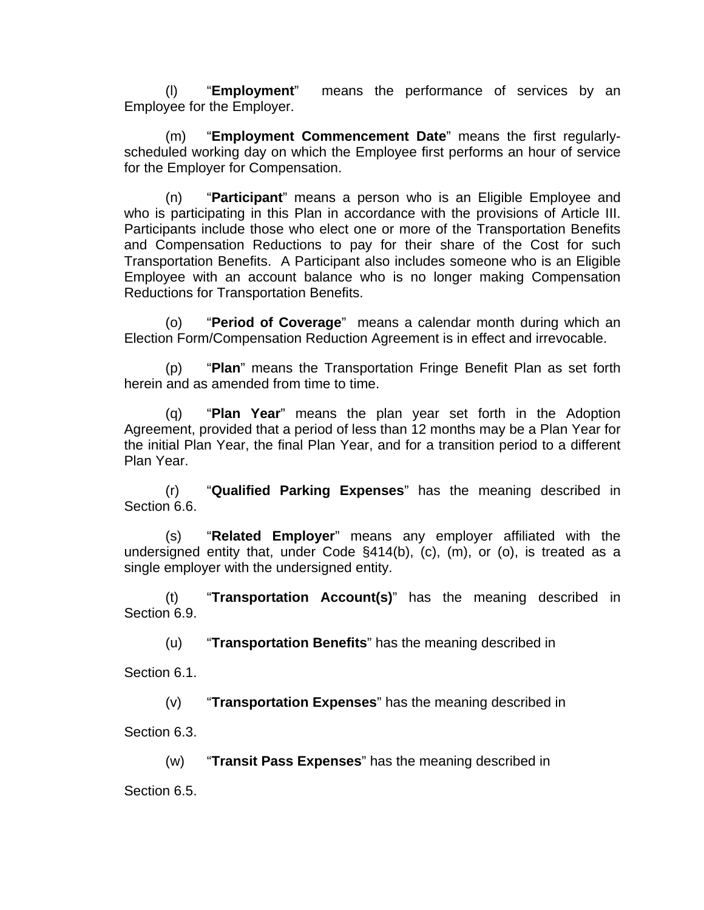(l) “**Employment**” means the performance of services by an Employee for the Employer.

(m) “**Employment Commencement Date**” means the first regularly-scheduled working day on which the Employee first performs an hour of service for the Employer for Compensation.

(n) “**Participant**” means a person who is an Eligible Employee and who is participating in this Plan in accordance with the provisions of Article III. Participants include those who elect one or more of the Transportation Benefits and Compensation Reductions to pay for their share of the Cost for such Transportation Benefits. A Participant also includes someone who is an Eligible Employee with an account balance who is no longer making Compensation Reductions for Transportation Benefits.

(o) “**Period of Coverage**” means a calendar month during which an Election Form/Compensation Reduction Agreement is in effect and irrevocable.

(p) “**Plan**” means the Transportation Fringe Benefit Plan as set forth herein and as amended from time to time.

(q) “**Plan Year**” means the plan year set forth in the Adoption Agreement, provided that a period of less than 12 months may be a Plan Year for the initial Plan Year, the final Plan Year, and for a transition period to a different Plan Year.

(r) “**Qualified Parking Expenses**” has the meaning described in Section 6.6.

(s) “**Related Employer**” means any employer affiliated with the undersigned entity that, under Code §414(b), (c), (m), or (o), is treated as a single employer with the undersigned entity.

(t) “**Transportation Account(s)**” has the meaning described in Section 6.9.

(u) “**Transportation Benefits**” has the meaning described in Section 6.1.

(v) “**Transportation Expenses**” has the meaning described in Section 6.3.

(w) “**Transit Pass Expenses**” has the meaning described in Section 6.5.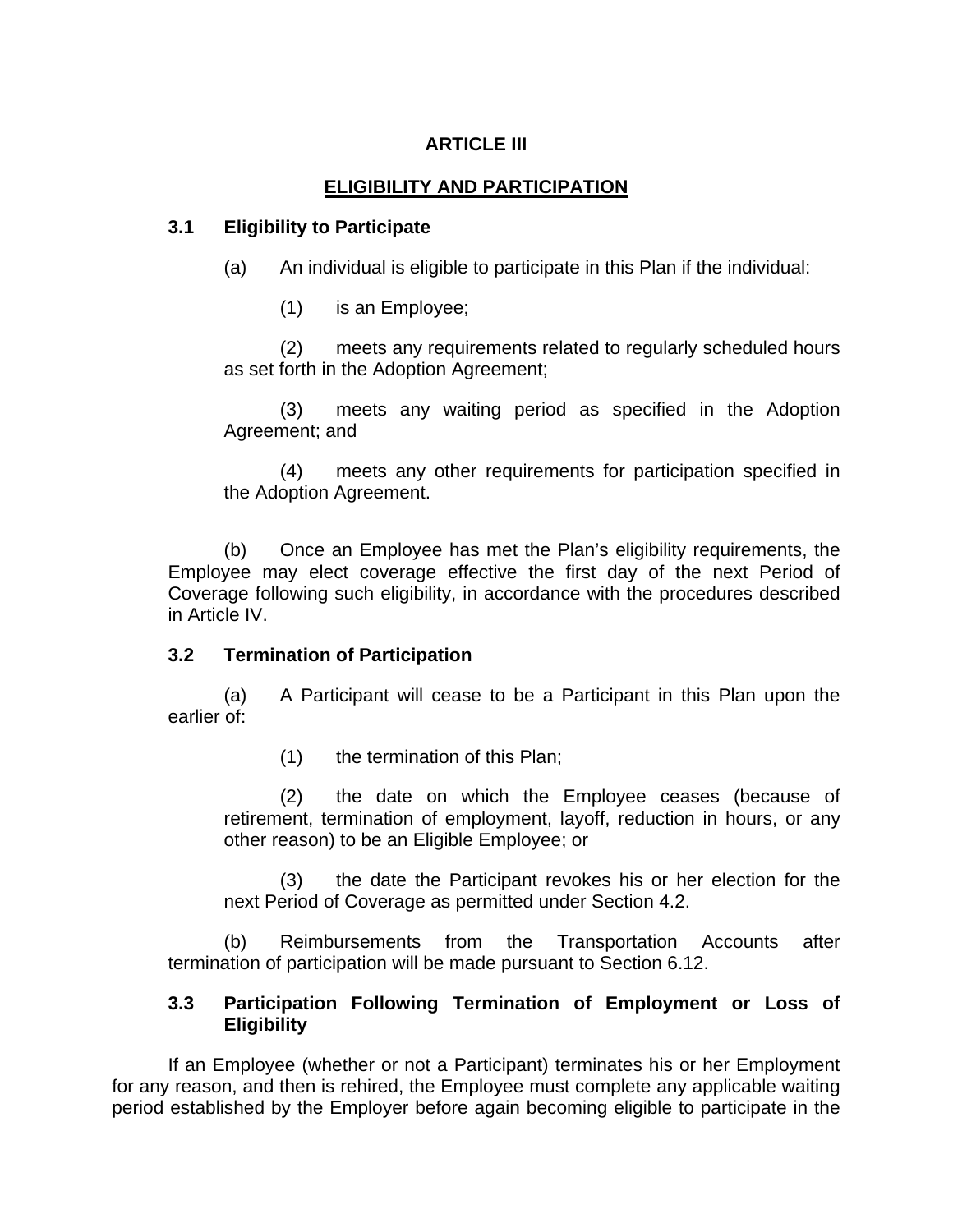# ARTICLE III

## ELIGIBILITY AND PARTICIPATION

### 3.1 Eligibility to Participate

(a) An individual is eligible to participate in this Plan if the individual:

(1) is an Employee;

(2) meets any requirements related to regularly scheduled hours as set forth in the Adoption Agreement;

(3) meets any waiting period as specified in the Adoption Agreement; and

(4) meets any other requirements for participation specified in the Adoption Agreement.

(b) Once an Employee has met the Plan's eligibility requirements, the Employee may elect coverage effective the first day of the next Period of Coverage following such eligibility, in accordance with the procedures described in Article IV.

### 3.2 Termination of Participation

(a) A Participant will cease to be a Participant in this Plan upon the earlier of:

(1) the termination of this Plan;

(2) the date on which the Employee ceases (because of retirement, termination of employment, layoff, reduction in hours, or any other reason) to be an Eligible Employee; or

(3) the date the Participant revokes his or her election for the next Period of Coverage as permitted under Section 4.2.

(b) Reimbursements from the Transportation Accounts after termination of participation will be made pursuant to Section 6.12.

### 3.3 Participation Following Termination of Employment or Loss of Eligibility

If an Employee (whether or not a Participant) terminates his or her Employment for any reason, and then is rehired, the Employee must complete any applicable waiting period established by the Employer before again becoming eligible to participate in the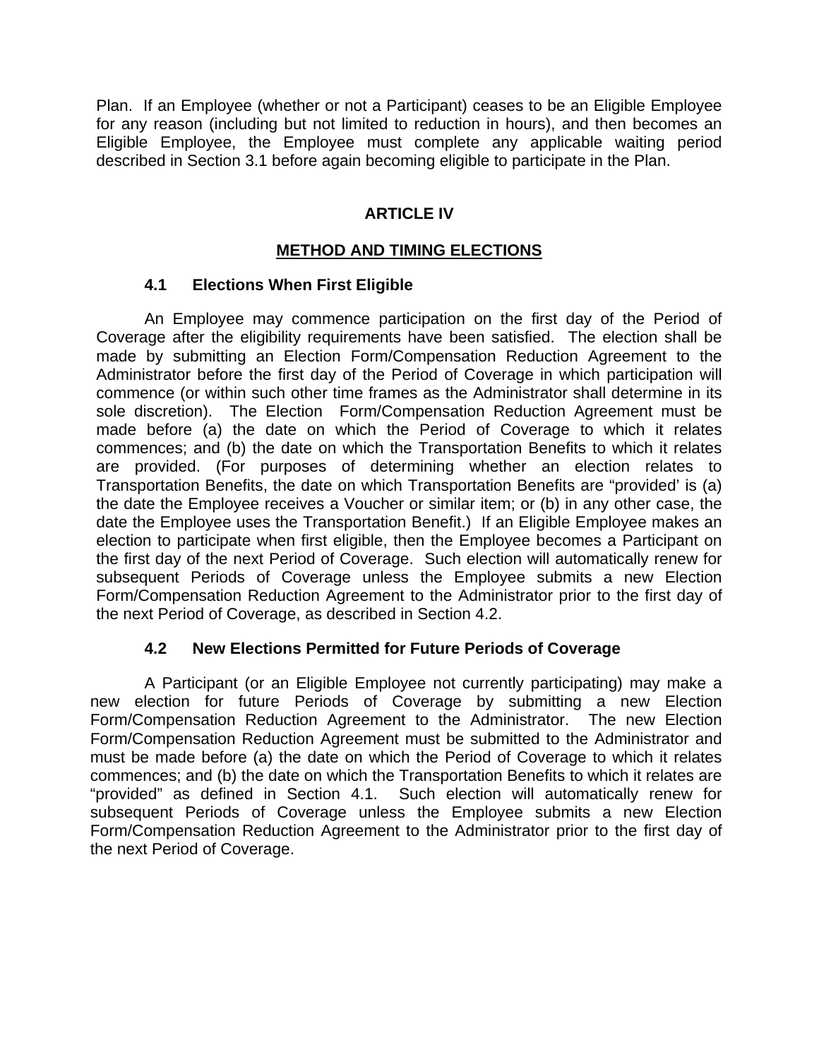Plan. If an Employee (whether or not a Participant) ceases to be an Eligible Employee for any reason (including but not limited to reduction in hours), and then becomes an Eligible Employee, the Employee must complete any applicable waiting period described in Section 3.1 before again becoming eligible to participate in the Plan.

## ARTICLE IV

## METHOD AND TIMING ELECTIONS

### 4.1 Elections When First Eligible

An Employee may commence participation on the first day of the Period of Coverage after the eligibility requirements have been satisfied. The election shall be made by submitting an Election Form/Compensation Reduction Agreement to the Administrator before the first day of the Period of Coverage in which participation will commence (or within such other time frames as the Administrator shall determine in its sole discretion). The Election Form/Compensation Reduction Agreement must be made before (a) the date on which the Period of Coverage to which it relates commences; and (b) the date on which the Transportation Benefits to which it relates are provided. (For purposes of determining whether an election relates to Transportation Benefits, the date on which Transportation Benefits are "provided' is (a) the date the Employee receives a Voucher or similar item; or (b) in any other case, the date the Employee uses the Transportation Benefit.) If an Eligible Employee makes an election to participate when first eligible, then the Employee becomes a Participant on the first day of the next Period of Coverage. Such election will automatically renew for subsequent Periods of Coverage unless the Employee submits a new Election Form/Compensation Reduction Agreement to the Administrator prior to the first day of the next Period of Coverage, as described in Section 4.2.

### 4.2 New Elections Permitted for Future Periods of Coverage

A Participant (or an Eligible Employee not currently participating) may make a new election for future Periods of Coverage by submitting a new Election Form/Compensation Reduction Agreement to the Administrator. The new Election Form/Compensation Reduction Agreement must be submitted to the Administrator and must be made before (a) the date on which the Period of Coverage to which it relates commences; and (b) the date on which the Transportation Benefits to which it relates are "provided" as defined in Section 4.1. Such election will automatically renew for subsequent Periods of Coverage unless the Employee submits a new Election Form/Compensation Reduction Agreement to the Administrator prior to the first day of the next Period of Coverage.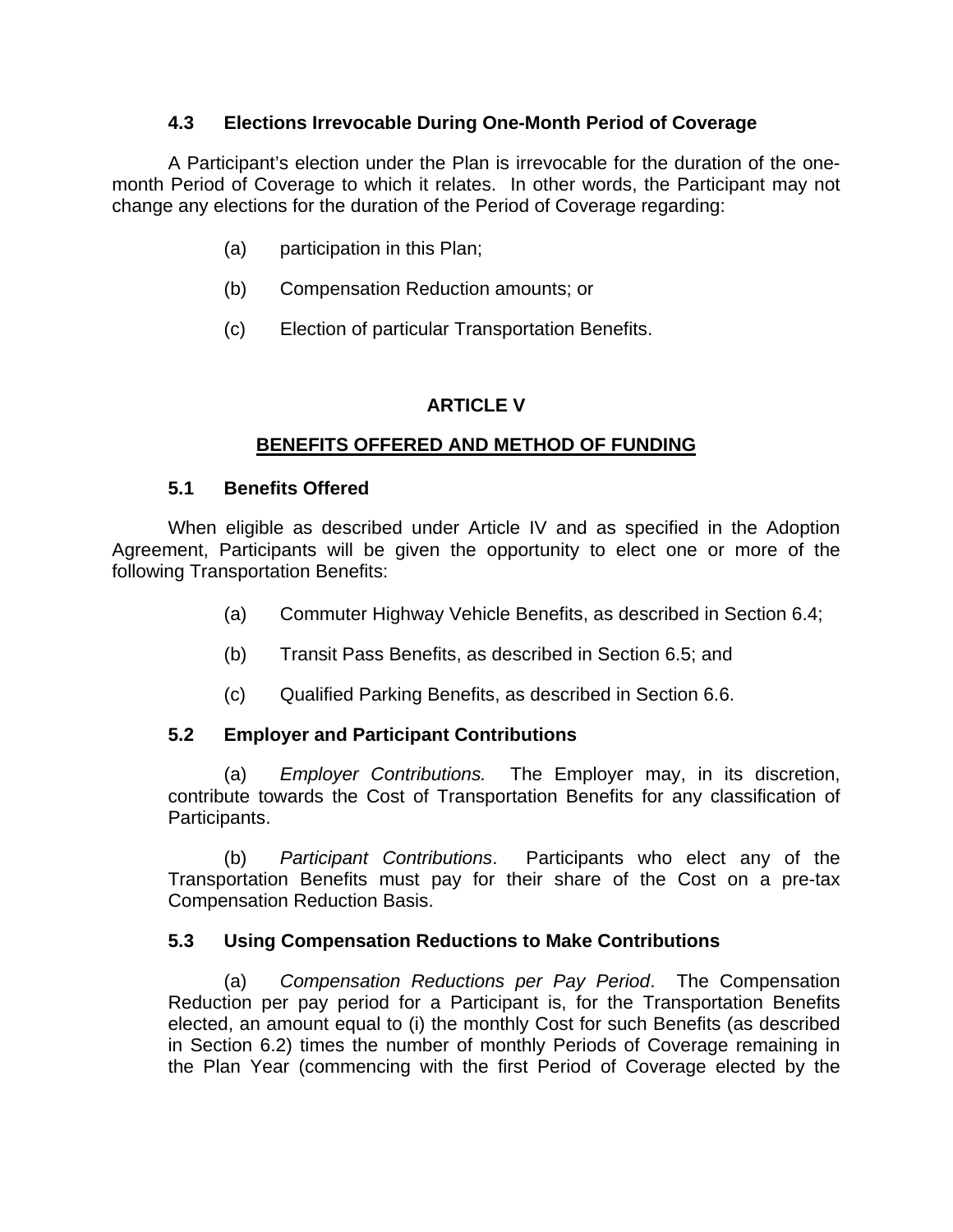### 4.3 Elections Irrevocable During One-Month Period of Coverage

A Participant's election under the Plan is irrevocable for the duration of the one-month Period of Coverage to which it relates. In other words, the Participant may not change any elections for the duration of the Period of Coverage regarding:

(a) participation in this Plan;

(b) Compensation Reduction amounts; or

(c) Election of particular Transportation Benefits.

## ARTICLE V

## BENEFITS OFFERED AND METHOD OF FUNDING

### 5.1 Benefits Offered

When eligible as described under Article IV and as specified in the Adoption Agreement, Participants will be given the opportunity to elect one or more of the following Transportation Benefits:

(a) Commuter Highway Vehicle Benefits, as described in Section 6.4;

(b) Transit Pass Benefits, as described in Section 6.5; and

(c) Qualified Parking Benefits, as described in Section 6.6.

### 5.2 Employer and Participant Contributions

(a) *Employer Contributions.* The Employer may, in its discretion, contribute towards the Cost of Transportation Benefits for any classification of Participants.

(b) *Participant Contributions*. Participants who elect any of the Transportation Benefits must pay for their share of the Cost on a pre-tax Compensation Reduction Basis.

### 5.3 Using Compensation Reductions to Make Contributions

(a) *Compensation Reductions per Pay Period*. The Compensation Reduction per pay period for a Participant is, for the Transportation Benefits elected, an amount equal to (i) the monthly Cost for such Benefits (as described in Section 6.2) times the number of monthly Periods of Coverage remaining in the Plan Year (commencing with the first Period of Coverage elected by the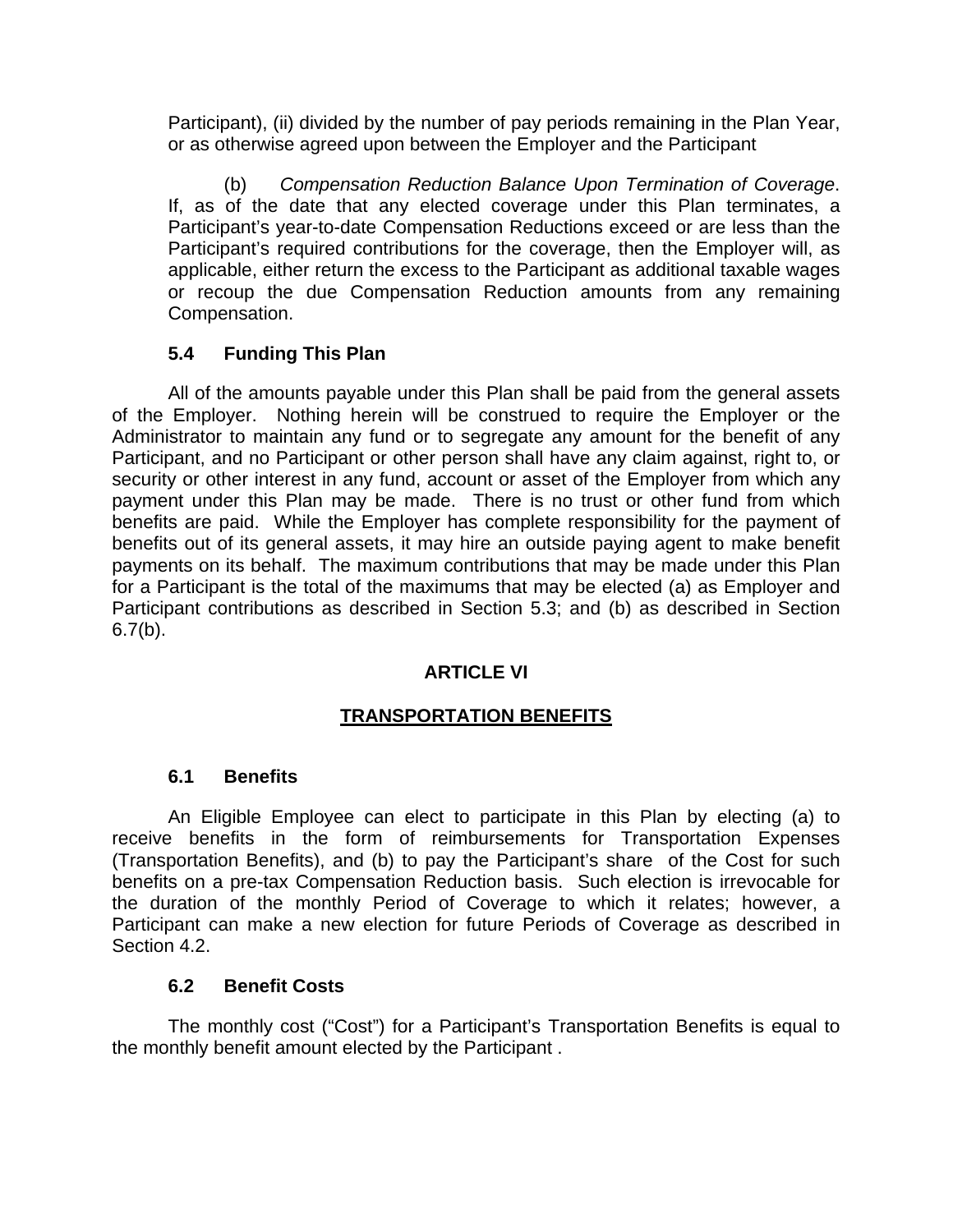Participant), (ii) divided by the number of pay periods remaining in the Plan Year, or as otherwise agreed upon between the Employer and the Participant

(b) *Compensation Reduction Balance Upon Termination of Coverage*. If, as of the date that any elected coverage under this Plan terminates, a Participant's year-to-date Compensation Reductions exceed or are less than the Participant's required contributions for the coverage, then the Employer will, as applicable, either return the excess to the Participant as additional taxable wages or recoup the due Compensation Reduction amounts from any remaining Compensation.

### 5.4 Funding This Plan

All of the amounts payable under this Plan shall be paid from the general assets of the Employer. Nothing herein will be construed to require the Employer or the Administrator to maintain any fund or to segregate any amount for the benefit of any Participant, and no Participant or other person shall have any claim against, right to, or security or other interest in any fund, account or asset of the Employer from which any payment under this Plan may be made. There is no trust or other fund from which benefits are paid. While the Employer has complete responsibility for the payment of benefits out of its general assets, it may hire an outside paying agent to make benefit payments on its behalf. The maximum contributions that may be made under this Plan for a Participant is the total of the maximums that may be elected (a) as Employer and Participant contributions as described in Section 5.3; and (b) as described in Section 6.7(b).

## ARTICLE VI

## TRANSPORTATION BENEFITS

### 6.1 Benefits

An Eligible Employee can elect to participate in this Plan by electing (a) to receive benefits in the form of reimbursements for Transportation Expenses (Transportation Benefits), and (b) to pay the Participant's share of the Cost for such benefits on a pre-tax Compensation Reduction basis. Such election is irrevocable for the duration of the monthly Period of Coverage to which it relates; however, a Participant can make a new election for future Periods of Coverage as described in Section 4.2.

### 6.2 Benefit Costs

The monthly cost ("Cost") for a Participant's Transportation Benefits is equal to the monthly benefit amount elected by the Participant .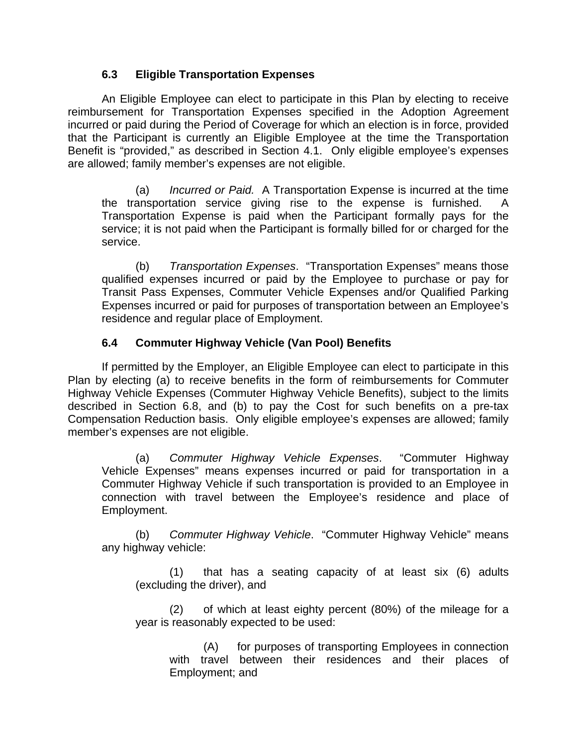### 6.3 Eligible Transportation Expenses

An Eligible Employee can elect to participate in this Plan by electing to receive reimbursement for Transportation Expenses specified in the Adoption Agreement incurred or paid during the Period of Coverage for which an election is in force, provided that the Participant is currently an Eligible Employee at the time the Transportation Benefit is "provided," as described in Section 4.1. Only eligible employee's expenses are allowed; family member's expenses are not eligible.

(a) *Incurred or Paid.* A Transportation Expense is incurred at the time the transportation service giving rise to the expense is furnished. A Transportation Expense is paid when the Participant formally pays for the service; it is not paid when the Participant is formally billed for or charged for the service.

(b) *Transportation Expenses*. "Transportation Expenses" means those qualified expenses incurred or paid by the Employee to purchase or pay for Transit Pass Expenses, Commuter Vehicle Expenses and/or Qualified Parking Expenses incurred or paid for purposes of transportation between an Employee's residence and regular place of Employment.

### 6.4 Commuter Highway Vehicle (Van Pool) Benefits

If permitted by the Employer, an Eligible Employee can elect to participate in this Plan by electing (a) to receive benefits in the form of reimbursements for Commuter Highway Vehicle Expenses (Commuter Highway Vehicle Benefits), subject to the limits described in Section 6.8, and (b) to pay the Cost for such benefits on a pre-tax Compensation Reduction basis. Only eligible employee's expenses are allowed; family member's expenses are not eligible.

(a) *Commuter Highway Vehicle Expenses*. "Commuter Highway Vehicle Expenses" means expenses incurred or paid for transportation in a Commuter Highway Vehicle if such transportation is provided to an Employee in connection with travel between the Employee's residence and place of Employment.

(b) *Commuter Highway Vehicle*. "Commuter Highway Vehicle" means any highway vehicle:

(1) that has a seating capacity of at least six (6) adults (excluding the driver), and

(2) of which at least eighty percent (80%) of the mileage for a year is reasonably expected to be used:

(A) for purposes of transporting Employees in connection with travel between their residences and their places of Employment; and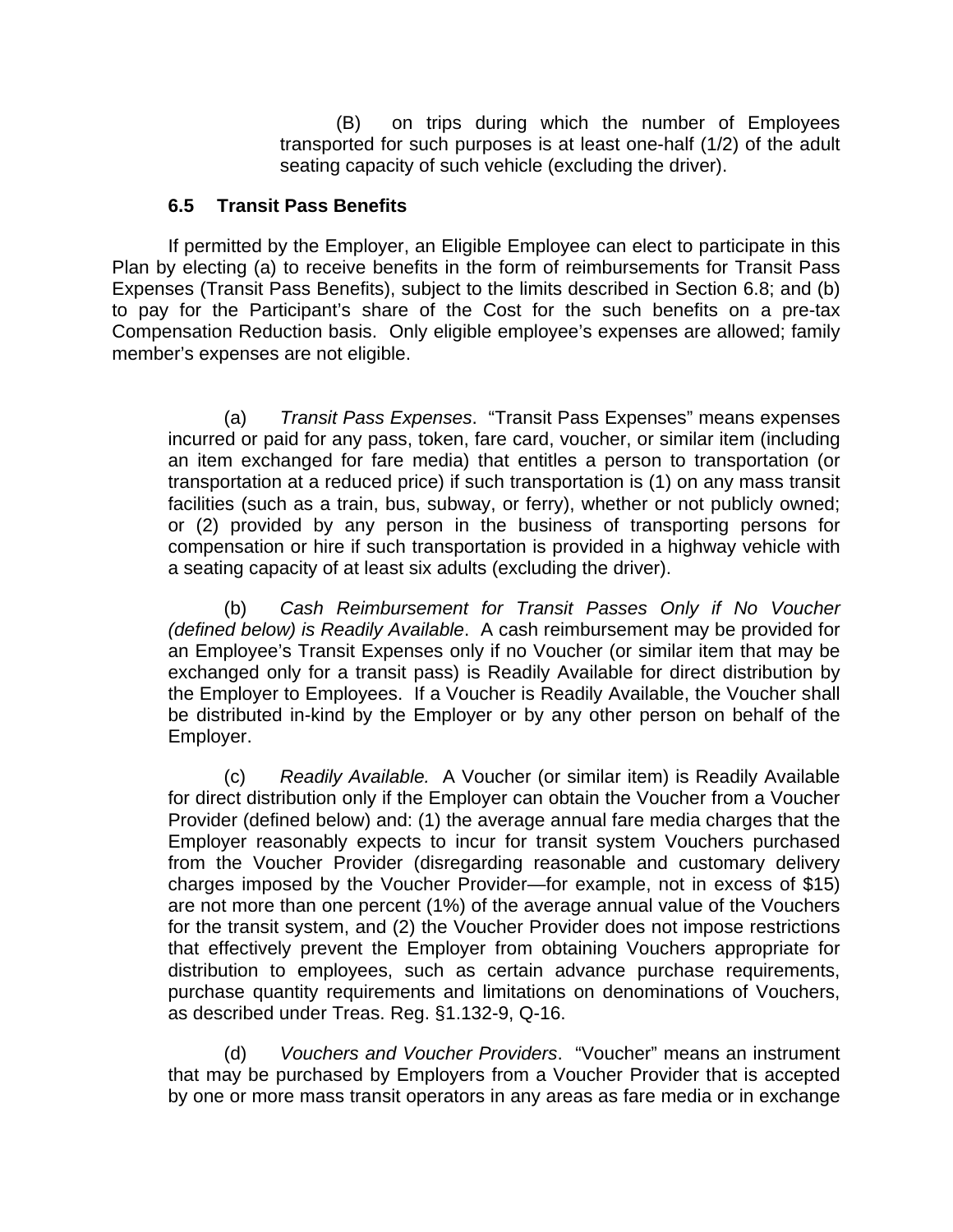(B) on trips during which the number of Employees transported for such purposes is at least one-half (1/2) of the adult seating capacity of such vehicle (excluding the driver).

### 6.5 Transit Pass Benefits

If permitted by the Employer, an Eligible Employee can elect to participate in this Plan by electing (a) to receive benefits in the form of reimbursements for Transit Pass Expenses (Transit Pass Benefits), subject to the limits described in Section 6.8; and (b) to pay for the Participant's share of the Cost for the such benefits on a pre-tax Compensation Reduction basis. Only eligible employee's expenses are allowed; family member's expenses are not eligible.

(a) *Transit Pass Expenses*. "Transit Pass Expenses" means expenses incurred or paid for any pass, token, fare card, voucher, or similar item (including an item exchanged for fare media) that entitles a person to transportation (or transportation at a reduced price) if such transportation is (1) on any mass transit facilities (such as a train, bus, subway, or ferry), whether or not publicly owned; or (2) provided by any person in the business of transporting persons for compensation or hire if such transportation is provided in a highway vehicle with a seating capacity of at least six adults (excluding the driver).

(b) *Cash Reimbursement for Transit Passes Only if No Voucher (defined below) is Readily Available*. A cash reimbursement may be provided for an Employee's Transit Expenses only if no Voucher (or similar item that may be exchanged only for a transit pass) is Readily Available for direct distribution by the Employer to Employees. If a Voucher is Readily Available, the Voucher shall be distributed in-kind by the Employer or by any other person on behalf of the Employer.

(c) *Readily Available.* A Voucher (or similar item) is Readily Available for direct distribution only if the Employer can obtain the Voucher from a Voucher Provider (defined below) and: (1) the average annual fare media charges that the Employer reasonably expects to incur for transit system Vouchers purchased from the Voucher Provider (disregarding reasonable and customary delivery charges imposed by the Voucher Provider—for example, not in excess of $15) are not more than one percent (1%) of the average annual value of the Vouchers for the transit system, and (2) the Voucher Provider does not impose restrictions that effectively prevent the Employer from obtaining Vouchers appropriate for distribution to employees, such as certain advance purchase requirements, purchase quantity requirements and limitations on denominations of Vouchers, as described under Treas. Reg. §1.132-9, Q-16.

(d) *Vouchers and Voucher Providers*. "Voucher" means an instrument that may be purchased by Employers from a Voucher Provider that is accepted by one or more mass transit operators in any areas as fare media or in exchange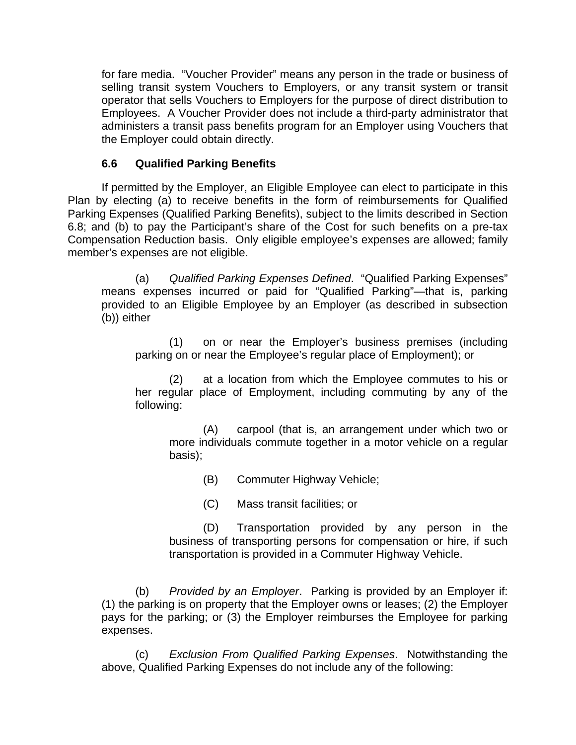for fare media. "Voucher Provider" means any person in the trade or business of selling transit system Vouchers to Employers, or any transit system or transit operator that sells Vouchers to Employers for the purpose of direct distribution to Employees. A Voucher Provider does not include a third-party administrator that administers a transit pass benefits program for an Employer using Vouchers that the Employer could obtain directly.

### 6.6 Qualified Parking Benefits

If permitted by the Employer, an Eligible Employee can elect to participate in this Plan by electing (a) to receive benefits in the form of reimbursements for Qualified Parking Expenses (Qualified Parking Benefits), subject to the limits described in Section 6.8; and (b) to pay the Participant's share of the Cost for such benefits on a pre-tax Compensation Reduction basis. Only eligible employee's expenses are allowed; family member's expenses are not eligible.

(a) *Qualified Parking Expenses Defined*. "Qualified Parking Expenses" means expenses incurred or paid for "Qualified Parking"—that is, parking provided to an Eligible Employee by an Employer (as described in subsection (b)) either

(1) on or near the Employer's business premises (including parking on or near the Employee's regular place of Employment); or

(2) at a location from which the Employee commutes to his or her regular place of Employment, including commuting by any of the following:

(A) carpool (that is, an arrangement under which two or more individuals commute together in a motor vehicle on a regular basis);

(B) Commuter Highway Vehicle;

(C) Mass transit facilities; or

(D) Transportation provided by any person in the business of transporting persons for compensation or hire, if such transportation is provided in a Commuter Highway Vehicle.

(b) *Provided by an Employer*. Parking is provided by an Employer if: (1) the parking is on property that the Employer owns or leases; (2) the Employer pays for the parking; or (3) the Employer reimburses the Employee for parking expenses.

(c) *Exclusion From Qualified Parking Expenses*. Notwithstanding the above, Qualified Parking Expenses do not include any of the following: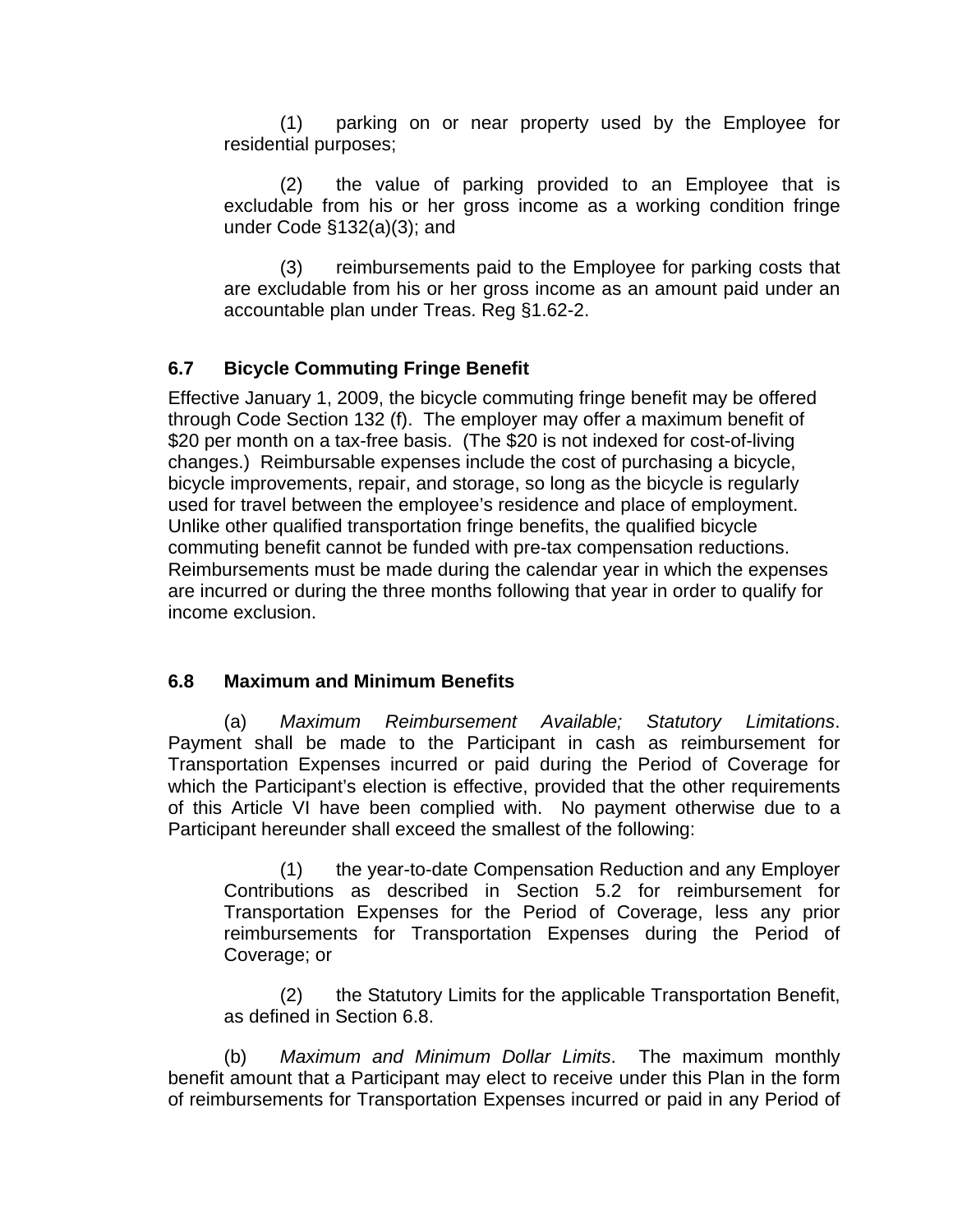(1) parking on or near property used by the Employee for residential purposes;

(2) the value of parking provided to an Employee that is excludable from his or her gross income as a working condition fringe under Code §132(a)(3); and

(3) reimbursements paid to the Employee for parking costs that are excludable from his or her gross income as an amount paid under an accountable plan under Treas. Reg §1.62-2.

### 6.7 Bicycle Commuting Fringe Benefit

Effective January 1, 2009, the bicycle commuting fringe benefit may be offered through Code Section 132 (f). The employer may offer a maximum benefit of $20 per month on a tax-free basis. (The $20 is not indexed for cost-of-living changes.) Reimbursable expenses include the cost of purchasing a bicycle, bicycle improvements, repair, and storage, so long as the bicycle is regularly used for travel between the employee's residence and place of employment. Unlike other qualified transportation fringe benefits, the qualified bicycle commuting benefit cannot be funded with pre-tax compensation reductions. Reimbursements must be made during the calendar year in which the expenses are incurred or during the three months following that year in order to qualify for income exclusion.

### 6.8 Maximum and Minimum Benefits

(a) *Maximum Reimbursement Available; Statutory Limitations*. Payment shall be made to the Participant in cash as reimbursement for Transportation Expenses incurred or paid during the Period of Coverage for which the Participant's election is effective, provided that the other requirements of this Article VI have been complied with. No payment otherwise due to a Participant hereunder shall exceed the smallest of the following:

(1) the year-to-date Compensation Reduction and any Employer Contributions as described in Section 5.2 for reimbursement for Transportation Expenses for the Period of Coverage, less any prior reimbursements for Transportation Expenses during the Period of Coverage; or

(2) the Statutory Limits for the applicable Transportation Benefit, as defined in Section 6.8.

(b) *Maximum and Minimum Dollar Limits*. The maximum monthly benefit amount that a Participant may elect to receive under this Plan in the form of reimbursements for Transportation Expenses incurred or paid in any Period of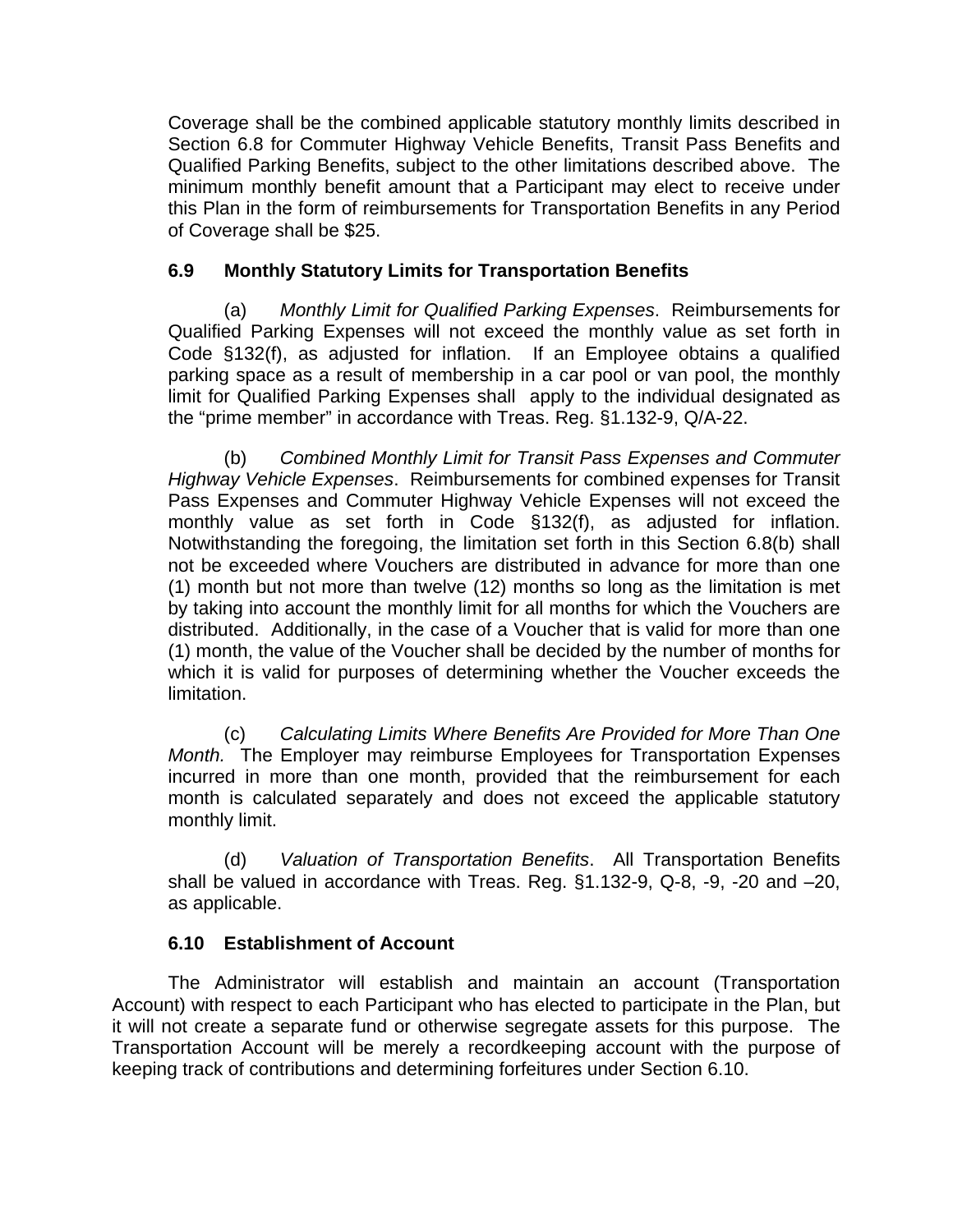Coverage shall be the combined applicable statutory monthly limits described in Section 6.8 for Commuter Highway Vehicle Benefits, Transit Pass Benefits and Qualified Parking Benefits, subject to the other limitations described above. The minimum monthly benefit amount that a Participant may elect to receive under this Plan in the form of reimbursements for Transportation Benefits in any Period of Coverage shall be $25.

### 6.9 Monthly Statutory Limits for Transportation Benefits

(a) *Monthly Limit for Qualified Parking Expenses*. Reimbursements for Qualified Parking Expenses will not exceed the monthly value as set forth in Code §132(f), as adjusted for inflation. If an Employee obtains a qualified parking space as a result of membership in a car pool or van pool, the monthly limit for Qualified Parking Expenses shall apply to the individual designated as the "prime member" in accordance with Treas. Reg. §1.132-9, Q/A-22.

(b) *Combined Monthly Limit for Transit Pass Expenses and Commuter Highway Vehicle Expenses*. Reimbursements for combined expenses for Transit Pass Expenses and Commuter Highway Vehicle Expenses will not exceed the monthly value as set forth in Code §132(f), as adjusted for inflation. Notwithstanding the foregoing, the limitation set forth in this Section 6.8(b) shall not be exceeded where Vouchers are distributed in advance for more than one (1) month but not more than twelve (12) months so long as the limitation is met by taking into account the monthly limit for all months for which the Vouchers are distributed. Additionally, in the case of a Voucher that is valid for more than one (1) month, the value of the Voucher shall be decided by the number of months for which it is valid for purposes of determining whether the Voucher exceeds the limitation.

(c) *Calculating Limits Where Benefits Are Provided for More Than One Month.* The Employer may reimburse Employees for Transportation Expenses incurred in more than one month, provided that the reimbursement for each month is calculated separately and does not exceed the applicable statutory monthly limit.

(d) *Valuation of Transportation Benefits*. All Transportation Benefits shall be valued in accordance with Treas. Reg. §1.132-9, Q-8, -9, -20 and –20, as applicable.

### 6.10 Establishment of Account

The Administrator will establish and maintain an account (Transportation Account) with respect to each Participant who has elected to participate in the Plan, but it will not create a separate fund or otherwise segregate assets for this purpose. The Transportation Account will be merely a recordkeeping account with the purpose of keeping track of contributions and determining forfeitures under Section 6.10.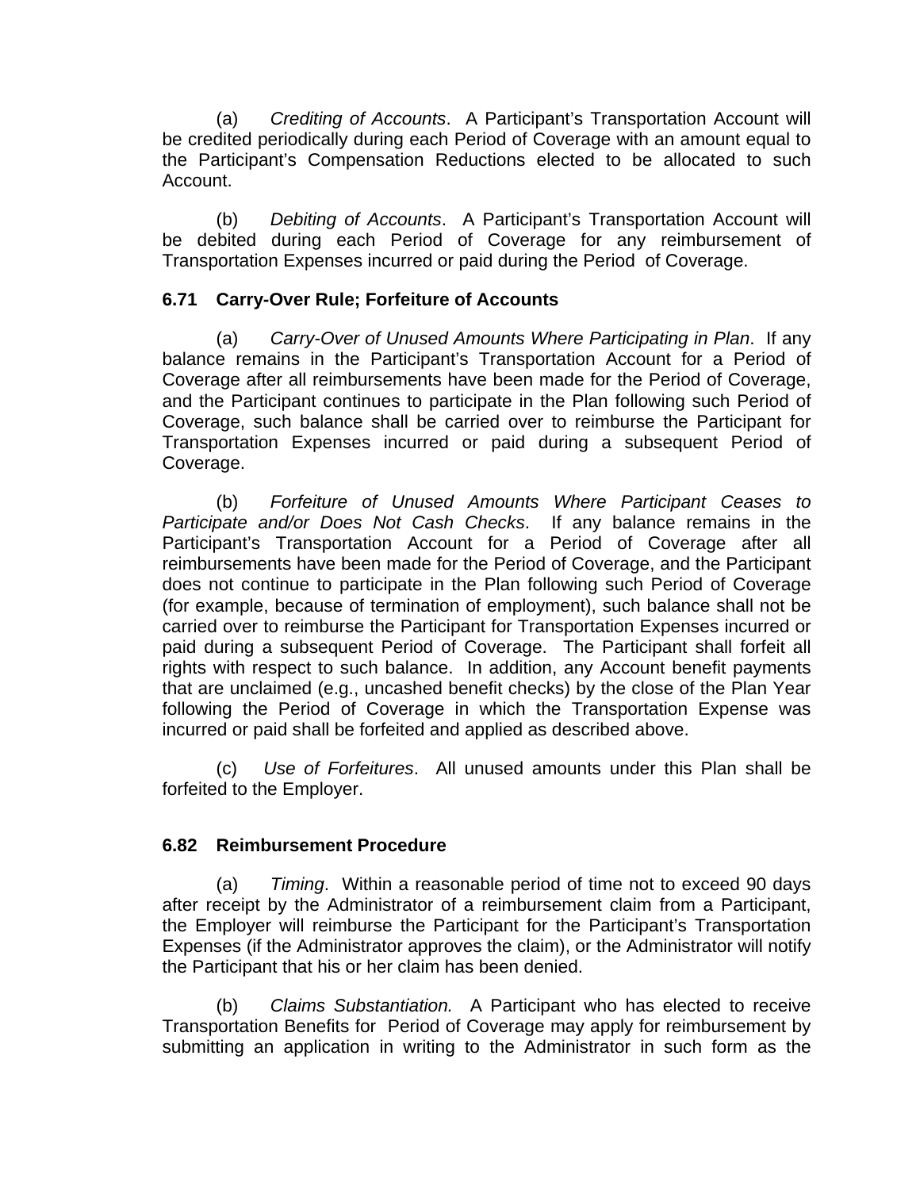(a) *Crediting of Accounts*. A Participant's Transportation Account will be credited periodically during each Period of Coverage with an amount equal to the Participant's Compensation Reductions elected to be allocated to such Account.

(b) *Debiting of Accounts*. A Participant's Transportation Account will be debited during each Period of Coverage for any reimbursement of Transportation Expenses incurred or paid during the Period of Coverage.

### 6.71 Carry-Over Rule; Forfeiture of Accounts

(a) *Carry-Over of Unused Amounts Where Participating in Plan*. If any balance remains in the Participant's Transportation Account for a Period of Coverage after all reimbursements have been made for the Period of Coverage, and the Participant continues to participate in the Plan following such Period of Coverage, such balance shall be carried over to reimburse the Participant for Transportation Expenses incurred or paid during a subsequent Period of Coverage.

(b) *Forfeiture of Unused Amounts Where Participant Ceases to Participate and/or Does Not Cash Checks*. If any balance remains in the Participant's Transportation Account for a Period of Coverage after all reimbursements have been made for the Period of Coverage, and the Participant does not continue to participate in the Plan following such Period of Coverage (for example, because of termination of employment), such balance shall not be carried over to reimburse the Participant for Transportation Expenses incurred or paid during a subsequent Period of Coverage. The Participant shall forfeit all rights with respect to such balance. In addition, any Account benefit payments that are unclaimed (e.g., uncashed benefit checks) by the close of the Plan Year following the Period of Coverage in which the Transportation Expense was incurred or paid shall be forfeited and applied as described above.

(c) *Use of Forfeitures*. All unused amounts under this Plan shall be forfeited to the Employer.

### 6.82 Reimbursement Procedure

(a) *Timing*. Within a reasonable period of time not to exceed 90 days after receipt by the Administrator of a reimbursement claim from a Participant, the Employer will reimburse the Participant for the Participant's Transportation Expenses (if the Administrator approves the claim), or the Administrator will notify the Participant that his or her claim has been denied.

(b) *Claims Substantiation.* A Participant who has elected to receive Transportation Benefits for Period of Coverage may apply for reimbursement by submitting an application in writing to the Administrator in such form as the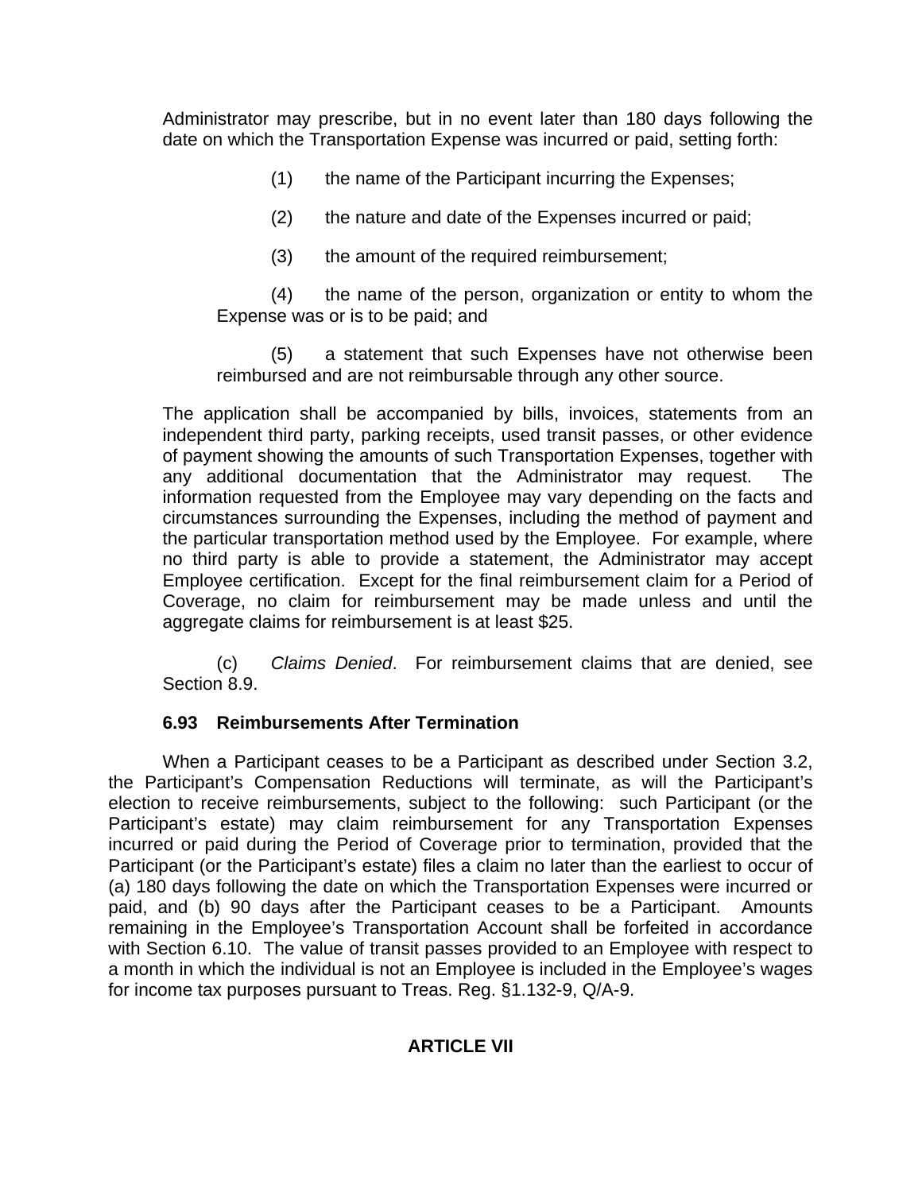Administrator may prescribe, but in no event later than 180 days following the date on which the Transportation Expense was incurred or paid, setting forth:

(1) the name of the Participant incurring the Expenses;

(2) the nature and date of the Expenses incurred or paid;

(3) the amount of the required reimbursement;

(4) the name of the person, organization or entity to whom the Expense was or is to be paid; and

(5) a statement that such Expenses have not otherwise been reimbursed and are not reimbursable through any other source.

The application shall be accompanied by bills, invoices, statements from an independent third party, parking receipts, used transit passes, or other evidence of payment showing the amounts of such Transportation Expenses, together with any additional documentation that the Administrator may request. The information requested from the Employee may vary depending on the facts and circumstances surrounding the Expenses, including the method of payment and the particular transportation method used by the Employee. For example, where no third party is able to provide a statement, the Administrator may accept Employee certification. Except for the final reimbursement claim for a Period of Coverage, no claim for reimbursement may be made unless and until the aggregate claims for reimbursement is at least $25.

(c) *Claims Denied*. For reimbursement claims that are denied, see Section 8.9.

### 6.93 Reimbursements After Termination

When a Participant ceases to be a Participant as described under Section 3.2, the Participant's Compensation Reductions will terminate, as will the Participant's election to receive reimbursements, subject to the following: such Participant (or the Participant's estate) may claim reimbursement for any Transportation Expenses incurred or paid during the Period of Coverage prior to termination, provided that the Participant (or the Participant's estate) files a claim no later than the earliest to occur of (a) 180 days following the date on which the Transportation Expenses were incurred or paid, and (b) 90 days after the Participant ceases to be a Participant. Amounts remaining in the Employee's Transportation Account shall be forfeited in accordance with Section 6.10. The value of transit passes provided to an Employee with respect to a month in which the individual is not an Employee is included in the Employee's wages for income tax purposes pursuant to Treas. Reg. §1.132-9, Q/A-9.

## ARTICLE VII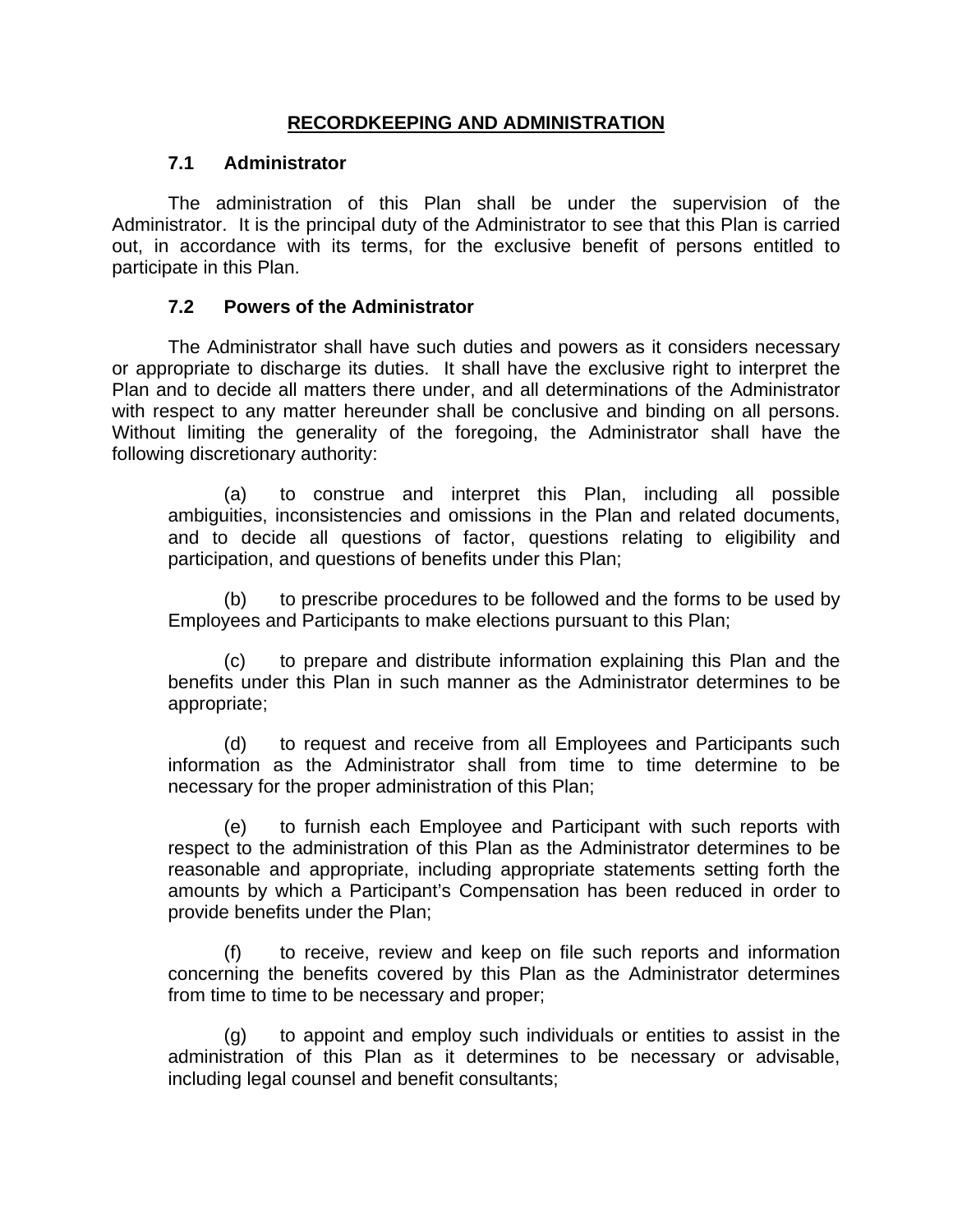## RECORDKEEPING AND ADMINISTRATION

### 7.1 Administrator

The administration of this Plan shall be under the supervision of the Administrator. It is the principal duty of the Administrator to see that this Plan is carried out, in accordance with its terms, for the exclusive benefit of persons entitled to participate in this Plan.

### 7.2 Powers of the Administrator

The Administrator shall have such duties and powers as it considers necessary or appropriate to discharge its duties. It shall have the exclusive right to interpret the Plan and to decide all matters there under, and all determinations of the Administrator with respect to any matter hereunder shall be conclusive and binding on all persons. Without limiting the generality of the foregoing, the Administrator shall have the following discretionary authority:

(a) to construe and interpret this Plan, including all possible ambiguities, inconsistencies and omissions in the Plan and related documents, and to decide all questions of factor, questions relating to eligibility and participation, and questions of benefits under this Plan;

(b) to prescribe procedures to be followed and the forms to be used by Employees and Participants to make elections pursuant to this Plan;

(c) to prepare and distribute information explaining this Plan and the benefits under this Plan in such manner as the Administrator determines to be appropriate;

(d) to request and receive from all Employees and Participants such information as the Administrator shall from time to time determine to be necessary for the proper administration of this Plan;

(e) to furnish each Employee and Participant with such reports with respect to the administration of this Plan as the Administrator determines to be reasonable and appropriate, including appropriate statements setting forth the amounts by which a Participant's Compensation has been reduced in order to provide benefits under the Plan;

(f) to receive, review and keep on file such reports and information concerning the benefits covered by this Plan as the Administrator determines from time to time to be necessary and proper;

(g) to appoint and employ such individuals or entities to assist in the administration of this Plan as it determines to be necessary or advisable, including legal counsel and benefit consultants;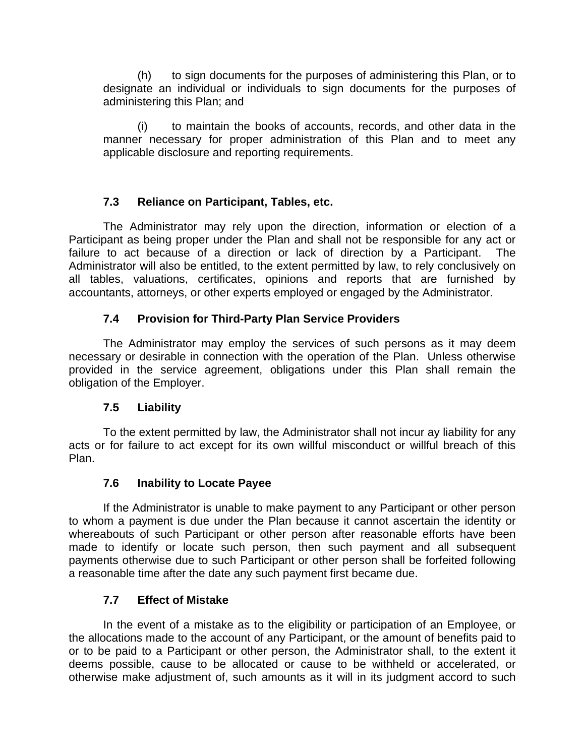(h) to sign documents for the purposes of administering this Plan, or to designate an individual or individuals to sign documents for the purposes of administering this Plan; and

(i) to maintain the books of accounts, records, and other data in the manner necessary for proper administration of this Plan and to meet any applicable disclosure and reporting requirements.

### 7.3 Reliance on Participant, Tables, etc.

The Administrator may rely upon the direction, information or election of a Participant as being proper under the Plan and shall not be responsible for any act or failure to act because of a direction or lack of direction by a Participant. The Administrator will also be entitled, to the extent permitted by law, to rely conclusively on all tables, valuations, certificates, opinions and reports that are furnished by accountants, attorneys, or other experts employed or engaged by the Administrator.

### 7.4 Provision for Third-Party Plan Service Providers

The Administrator may employ the services of such persons as it may deem necessary or desirable in connection with the operation of the Plan. Unless otherwise provided in the service agreement, obligations under this Plan shall remain the obligation of the Employer.

### 7.5 Liability

To the extent permitted by law, the Administrator shall not incur ay liability for any acts or for failure to act except for its own willful misconduct or willful breach of this Plan.

### 7.6 Inability to Locate Payee

If the Administrator is unable to make payment to any Participant or other person to whom a payment is due under the Plan because it cannot ascertain the identity or whereabouts of such Participant or other person after reasonable efforts have been made to identify or locate such person, then such payment and all subsequent payments otherwise due to such Participant or other person shall be forfeited following a reasonable time after the date any such payment first became due.

### 7.7 Effect of Mistake

In the event of a mistake as to the eligibility or participation of an Employee, or the allocations made to the account of any Participant, or the amount of benefits paid to or to be paid to a Participant or other person, the Administrator shall, to the extent it deems possible, cause to be allocated or cause to be withheld or accelerated, or otherwise make adjustment of, such amounts as it will in its judgment accord to such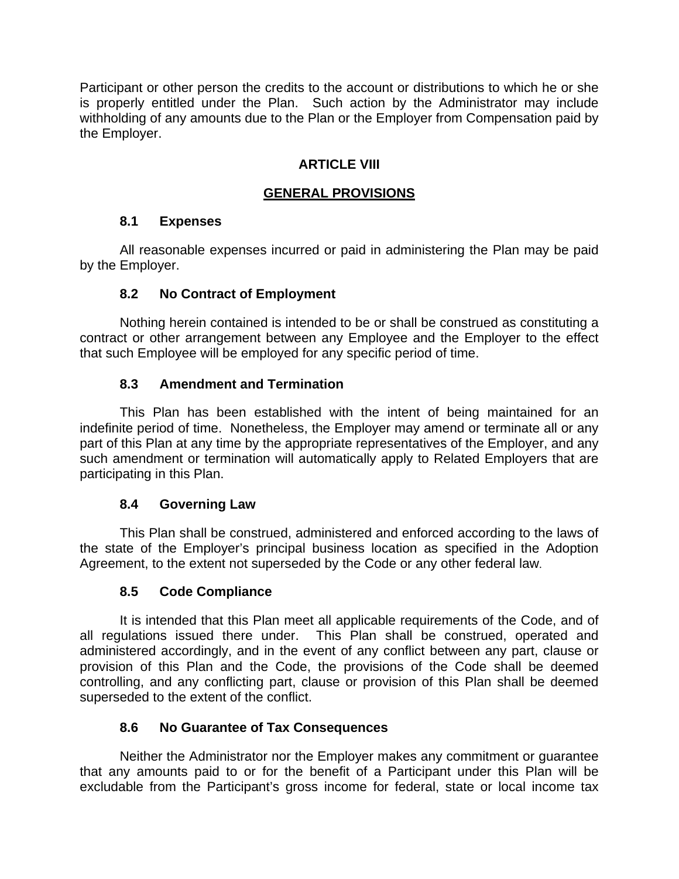Participant or other person the credits to the account or distributions to which he or she is properly entitled under the Plan. Such action by the Administrator may include withholding of any amounts due to the Plan or the Employer from Compensation paid by the Employer.

## ARTICLE VIII

## GENERAL PROVISIONS

### 8.1 Expenses

All reasonable expenses incurred or paid in administering the Plan may be paid by the Employer.

### 8.2 No Contract of Employment

Nothing herein contained is intended to be or shall be construed as constituting a contract or other arrangement between any Employee and the Employer to the effect that such Employee will be employed for any specific period of time.

### 8.3 Amendment and Termination

This Plan has been established with the intent of being maintained for an indefinite period of time. Nonetheless, the Employer may amend or terminate all or any part of this Plan at any time by the appropriate representatives of the Employer, and any such amendment or termination will automatically apply to Related Employers that are participating in this Plan.

### 8.4 Governing Law

This Plan shall be construed, administered and enforced according to the laws of the state of the Employer's principal business location as specified in the Adoption Agreement, to the extent not superseded by the Code or any other federal law.

### 8.5 Code Compliance

It is intended that this Plan meet all applicable requirements of the Code, and of all regulations issued there under. This Plan shall be construed, operated and administered accordingly, and in the event of any conflict between any part, clause or provision of this Plan and the Code, the provisions of the Code shall be deemed controlling, and any conflicting part, clause or provision of this Plan shall be deemed superseded to the extent of the conflict.

### 8.6 No Guarantee of Tax Consequences

Neither the Administrator nor the Employer makes any commitment or guarantee that any amounts paid to or for the benefit of a Participant under this Plan will be excludable from the Participant's gross income for federal, state or local income tax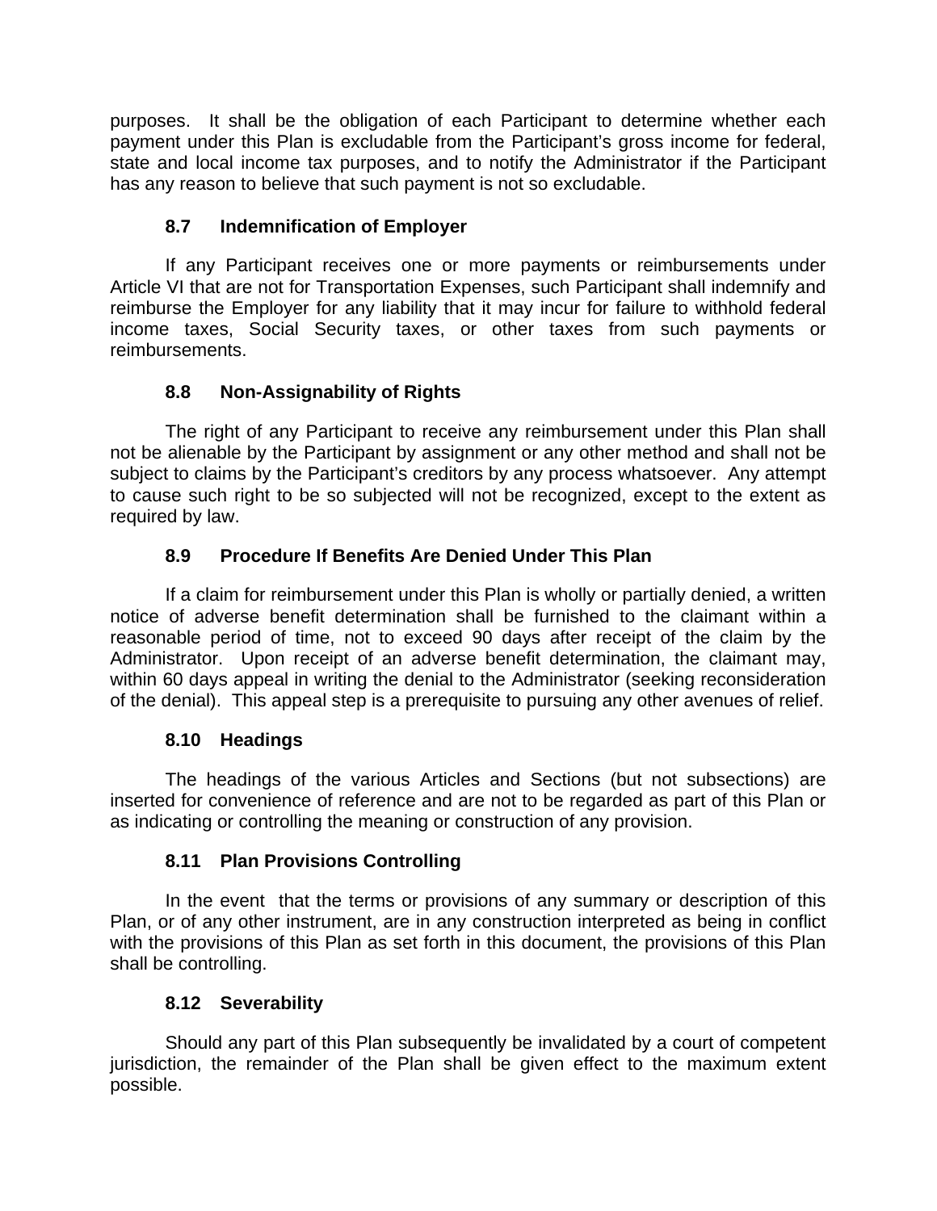purposes. It shall be the obligation of each Participant to determine whether each payment under this Plan is excludable from the Participant's gross income for federal, state and local income tax purposes, and to notify the Administrator if the Participant has any reason to believe that such payment is not so excludable.

### 8.7 Indemnification of Employer

If any Participant receives one or more payments or reimbursements under Article VI that are not for Transportation Expenses, such Participant shall indemnify and reimburse the Employer for any liability that it may incur for failure to withhold federal income taxes, Social Security taxes, or other taxes from such payments or reimbursements.

### 8.8 Non-Assignability of Rights

The right of any Participant to receive any reimbursement under this Plan shall not be alienable by the Participant by assignment or any other method and shall not be subject to claims by the Participant's creditors by any process whatsoever. Any attempt to cause such right to be so subjected will not be recognized, except to the extent as required by law.

### 8.9 Procedure If Benefits Are Denied Under This Plan

If a claim for reimbursement under this Plan is wholly or partially denied, a written notice of adverse benefit determination shall be furnished to the claimant within a reasonable period of time, not to exceed 90 days after receipt of the claim by the Administrator. Upon receipt of an adverse benefit determination, the claimant may, within 60 days appeal in writing the denial to the Administrator (seeking reconsideration of the denial). This appeal step is a prerequisite to pursuing any other avenues of relief.

### 8.10 Headings

The headings of the various Articles and Sections (but not subsections) are inserted for convenience of reference and are not to be regarded as part of this Plan or as indicating or controlling the meaning or construction of any provision.

### 8.11 Plan Provisions Controlling

In the event that the terms or provisions of any summary or description of this Plan, or of any other instrument, are in any construction interpreted as being in conflict with the provisions of this Plan as set forth in this document, the provisions of this Plan shall be controlling.

### 8.12 Severability

Should any part of this Plan subsequently be invalidated by a court of competent jurisdiction, the remainder of the Plan shall be given effect to the maximum extent possible.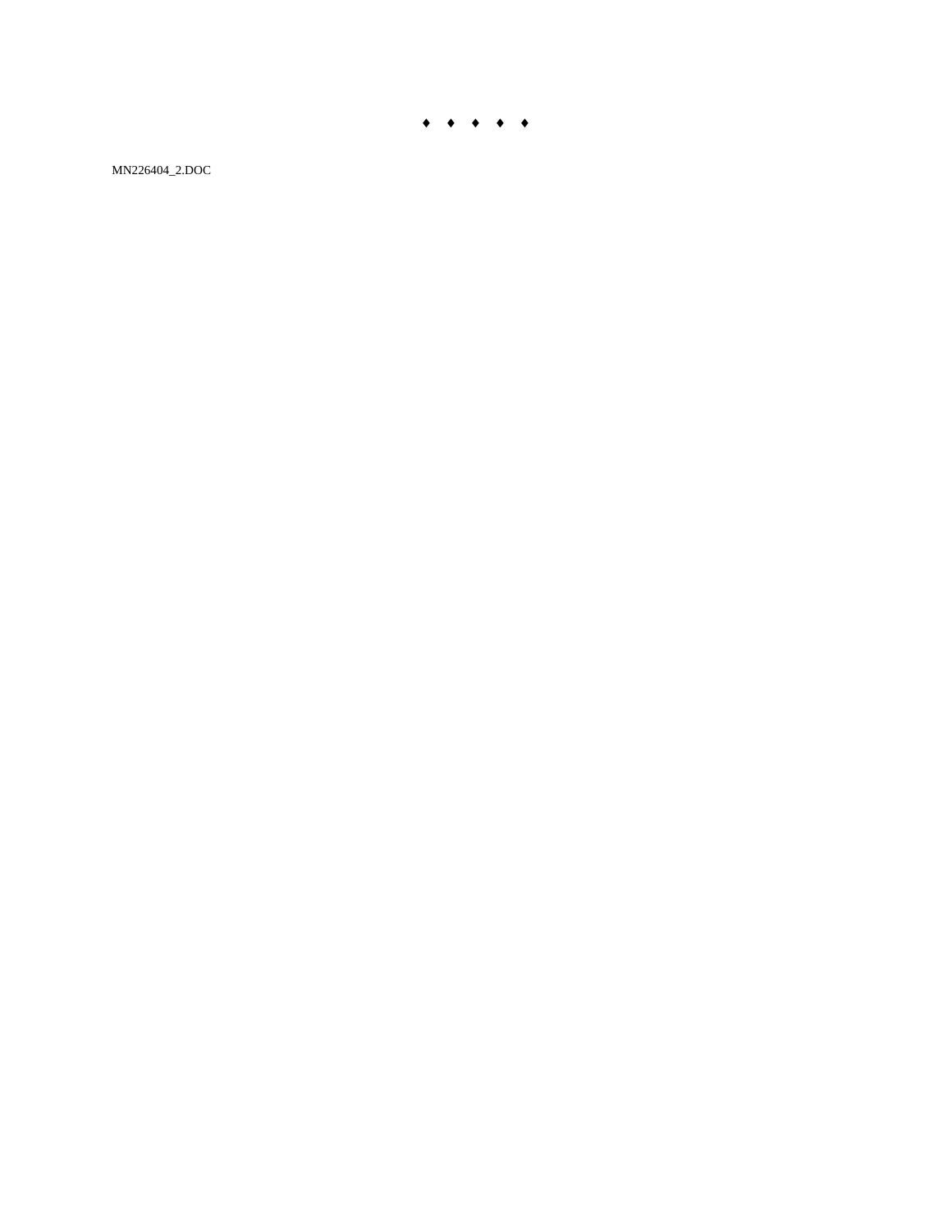♦ ♦ ♦ ♦ ♦

MN226404_2.DOC